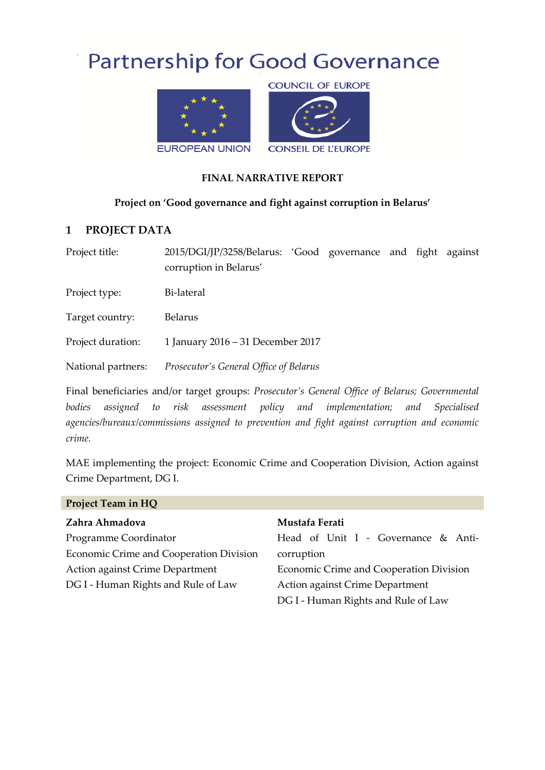# Partnership for Good Governance

EUROPEAN UNION

COUNCIL OF EUROPE

CONSEIL DE L'EUROPE

**FINAL NARRATIVE REPORT**

**Project on 'Good governance and fight against corruption in Belarus'**

## 1 PROJECT DATA

| | |
|---|---|
| Project title: | 2015/DGI/JP/3258/Belarus: 'Good governance and fight against corruption in Belarus' |
| Project type: | Bi-lateral |
| Target country: | Belarus |
| Project duration: | 1 January 2016 – 31 December 2017 |
| National partners: | *Prosecutor's General Office of Belarus* |

Final beneficiaries and/or target groups: *Prosecutor's General Office of Belarus; Governmental bodies assigned to risk assessment policy and implementation; and Specialised agencies/bureaux/commissions assigned to prevention and fight against corruption and economic crime.*

MAE implementing the project: Economic Crime and Cooperation Division, Action against Crime Department, DG I.

**Project Team in HQ**

**Zahra Ahmadova**
Programme Coordinator
Economic Crime and Cooperation Division
Action against Crime Department
DG I - Human Rights and Rule of Law

**Mustafa Ferati**
Head of Unit I - Governance & Anti-corruption
Economic Crime and Cooperation Division
Action against Crime Department
DG I - Human Rights and Rule of Law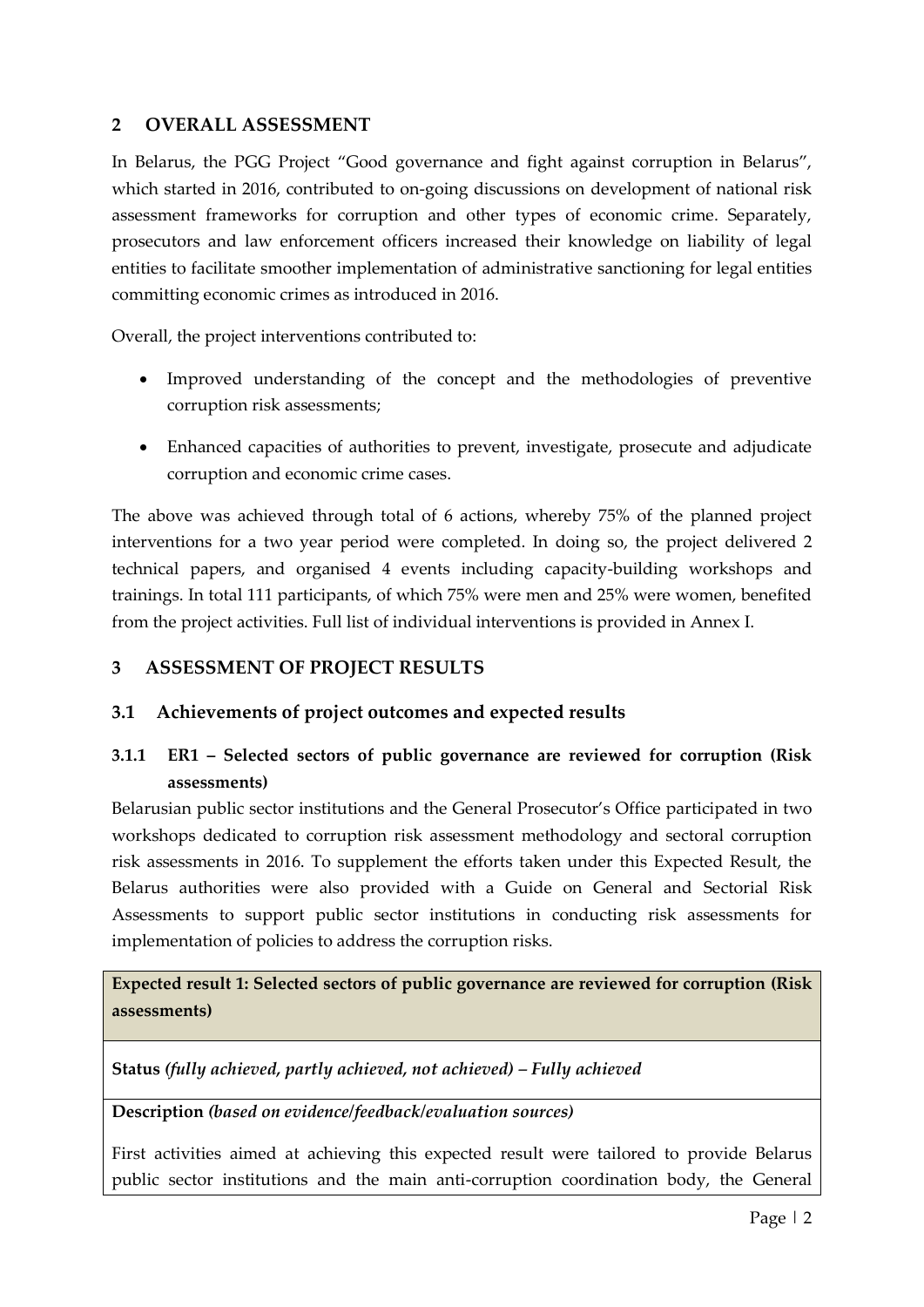## 2 OVERALL ASSESSMENT

In Belarus, the PGG Project "Good governance and fight against corruption in Belarus", which started in 2016, contributed to on-going discussions on development of national risk assessment frameworks for corruption and other types of economic crime. Separately, prosecutors and law enforcement officers increased their knowledge on liability of legal entities to facilitate smoother implementation of administrative sanctioning for legal entities committing economic crimes as introduced in 2016.

Overall, the project interventions contributed to:

- Improved understanding of the concept and the methodologies of preventive corruption risk assessments;
- Enhanced capacities of authorities to prevent, investigate, prosecute and adjudicate corruption and economic crime cases.

The above was achieved through total of 6 actions, whereby 75% of the planned project interventions for a two year period were completed. In doing so, the project delivered 2 technical papers, and organised 4 events including capacity-building workshops and trainings. In total 111 participants, of which 75% were men and 25% were women, benefited from the project activities. Full list of individual interventions is provided in Annex I.

## 3 ASSESSMENT OF PROJECT RESULTS

### 3.1 Achievements of project outcomes and expected results

#### 3.1.1 ER1 – Selected sectors of public governance are reviewed for corruption (Risk assessments)

Belarusian public sector institutions and the General Prosecutor's Office participated in two workshops dedicated to corruption risk assessment methodology and sectoral corruption risk assessments in 2016. To supplement the efforts taken under this Expected Result, the Belarus authorities were also provided with a Guide on General and Sectorial Risk Assessments to support public sector institutions in conducting risk assessments for implementation of policies to address the corruption risks.

| **Expected result 1: Selected sectors of public governance are reviewed for corruption (Risk assessments)** |
|---|
| **Status** *(fully achieved, partly achieved, not achieved) – Fully achieved* |
| **Description** *(based on evidence/feedback/evaluation sources)* |
| First activities aimed at achieving this expected result were tailored to provide Belarus public sector institutions and the main anti-corruption coordination body, the General |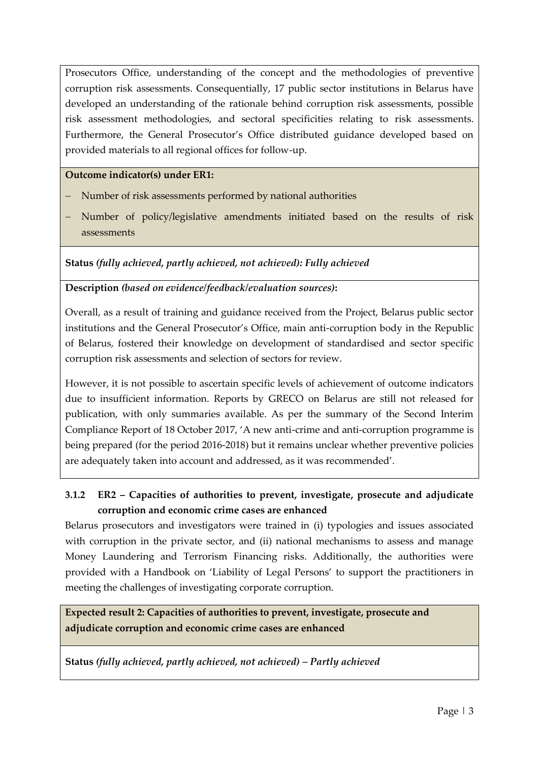Prosecutors Office, understanding of the concept and the methodologies of preventive corruption risk assessments. Consequentially, 17 public sector institutions in Belarus have developed an understanding of the rationale behind corruption risk assessments, possible risk assessment methodologies, and sectoral specificities relating to risk assessments. Furthermore, the General Prosecutor's Office distributed guidance developed based on provided materials to all regional offices for follow-up.

**Outcome indicator(s) under ER1:**

- Number of risk assessments performed by national authorities
- Number of policy/legislative amendments initiated based on the results of risk assessments

**Status** *(fully achieved, partly achieved, not achieved)****: Fully achieved***

**Description** ***(based on evidence/feedback/evaluation sources)*****:**

Overall, as a result of training and guidance received from the Project, Belarus public sector institutions and the General Prosecutor's Office, main anti-corruption body in the Republic of Belarus, fostered their knowledge on development of standardised and sector specific corruption risk assessments and selection of sectors for review.

However, it is not possible to ascertain specific levels of achievement of outcome indicators due to insufficient information. Reports by GRECO on Belarus are still not released for publication, with only summaries available. As per the summary of the Second Interim Compliance Report of 18 October 2017, 'A new anti-crime and anti-corruption programme is being prepared (for the period 2016-2018) but it remains unclear whether preventive policies are adequately taken into account and addressed, as it was recommended'.

### 3.1.2 ER2 – Capacities of authorities to prevent, investigate, prosecute and adjudicate corruption and economic crime cases are enhanced

Belarus prosecutors and investigators were trained in (i) typologies and issues associated with corruption in the private sector, and (ii) national mechanisms to assess and manage Money Laundering and Terrorism Financing risks. Additionally, the authorities were provided with a Handbook on 'Liability of Legal Persons' to support the practitioners in meeting the challenges of investigating corporate corruption.

**Expected result 2: Capacities of authorities to prevent, investigate, prosecute and adjudicate corruption and economic crime cases are enhanced**

**Status** ***(fully achieved, partly achieved, not achieved) – Partly achieved***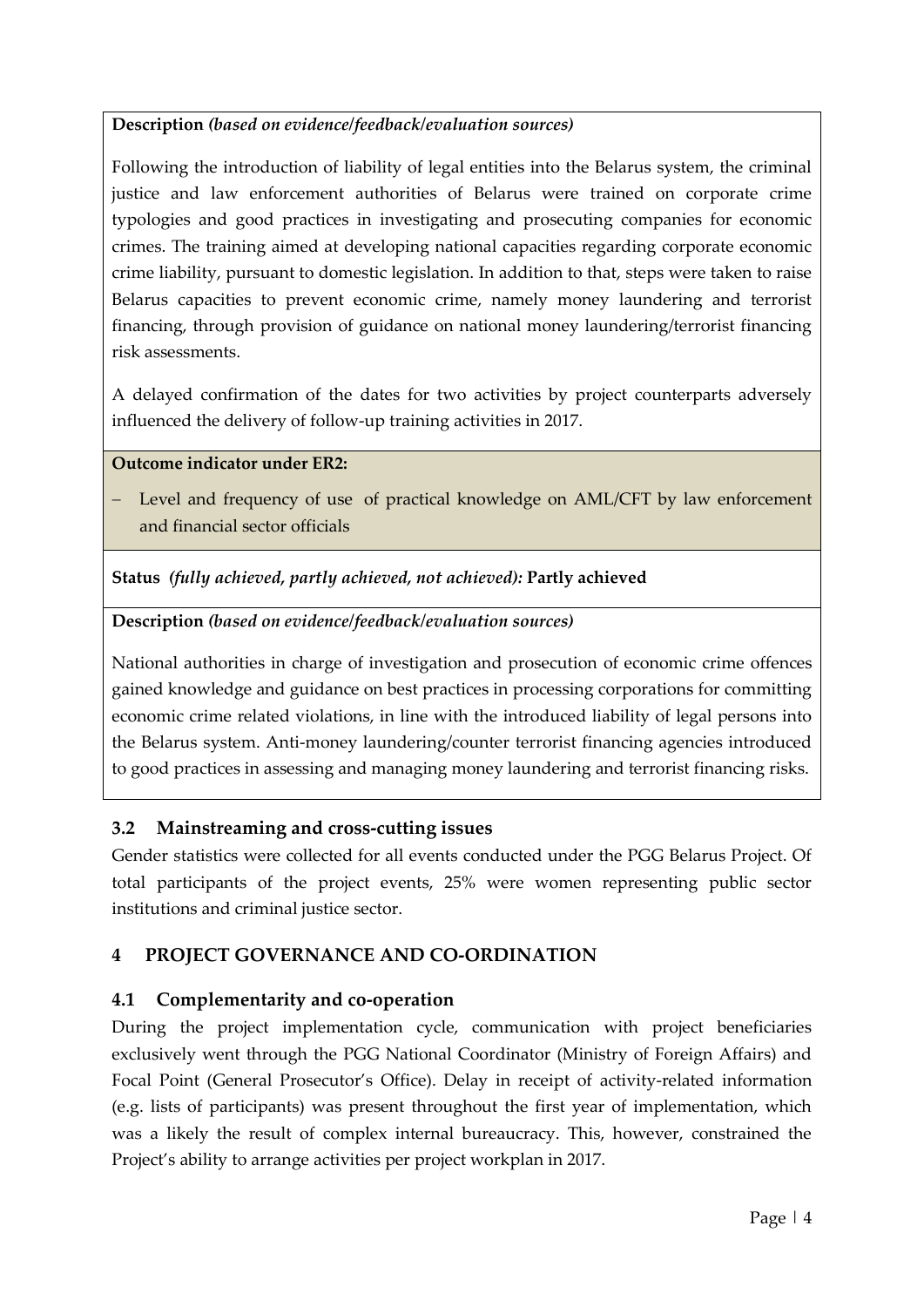**Description** *(based on evidence/feedback/evaluation sources)*

Following the introduction of liability of legal entities into the Belarus system, the criminal justice and law enforcement authorities of Belarus were trained on corporate crime typologies and good practices in investigating and prosecuting companies for economic crimes. The training aimed at developing national capacities regarding corporate economic crime liability, pursuant to domestic legislation. In addition to that, steps were taken to raise Belarus capacities to prevent economic crime, namely money laundering and terrorist financing, through provision of guidance on national money laundering/terrorist financing risk assessments.

A delayed confirmation of the dates for two activities by project counterparts adversely influenced the delivery of follow-up training activities in 2017.

**Outcome indicator under ER2:**

- Level and frequency of use of practical knowledge on AML/CFT by law enforcement and financial sector officials

**Status** *(fully achieved, partly achieved, not achieved):* **Partly achieved**

**Description** *(based on evidence/feedback/evaluation sources)*

National authorities in charge of investigation and prosecution of economic crime offences gained knowledge and guidance on best practices in processing corporations for committing economic crime related violations, in line with the introduced liability of legal persons into the Belarus system. Anti-money laundering/counter terrorist financing agencies introduced to good practices in assessing and managing money laundering and terrorist financing risks.

### 3.2 Mainstreaming and cross-cutting issues

Gender statistics were collected for all events conducted under the PGG Belarus Project. Of total participants of the project events, 25% were women representing public sector institutions and criminal justice sector.

## 4 PROJECT GOVERNANCE AND CO-ORDINATION

### 4.1 Complementarity and co-operation

During the project implementation cycle, communication with project beneficiaries exclusively went through the PGG National Coordinator (Ministry of Foreign Affairs) and Focal Point (General Prosecutor's Office). Delay in receipt of activity-related information (e.g. lists of participants) was present throughout the first year of implementation, which was a likely the result of complex internal bureaucracy. This, however, constrained the Project's ability to arrange activities per project workplan in 2017.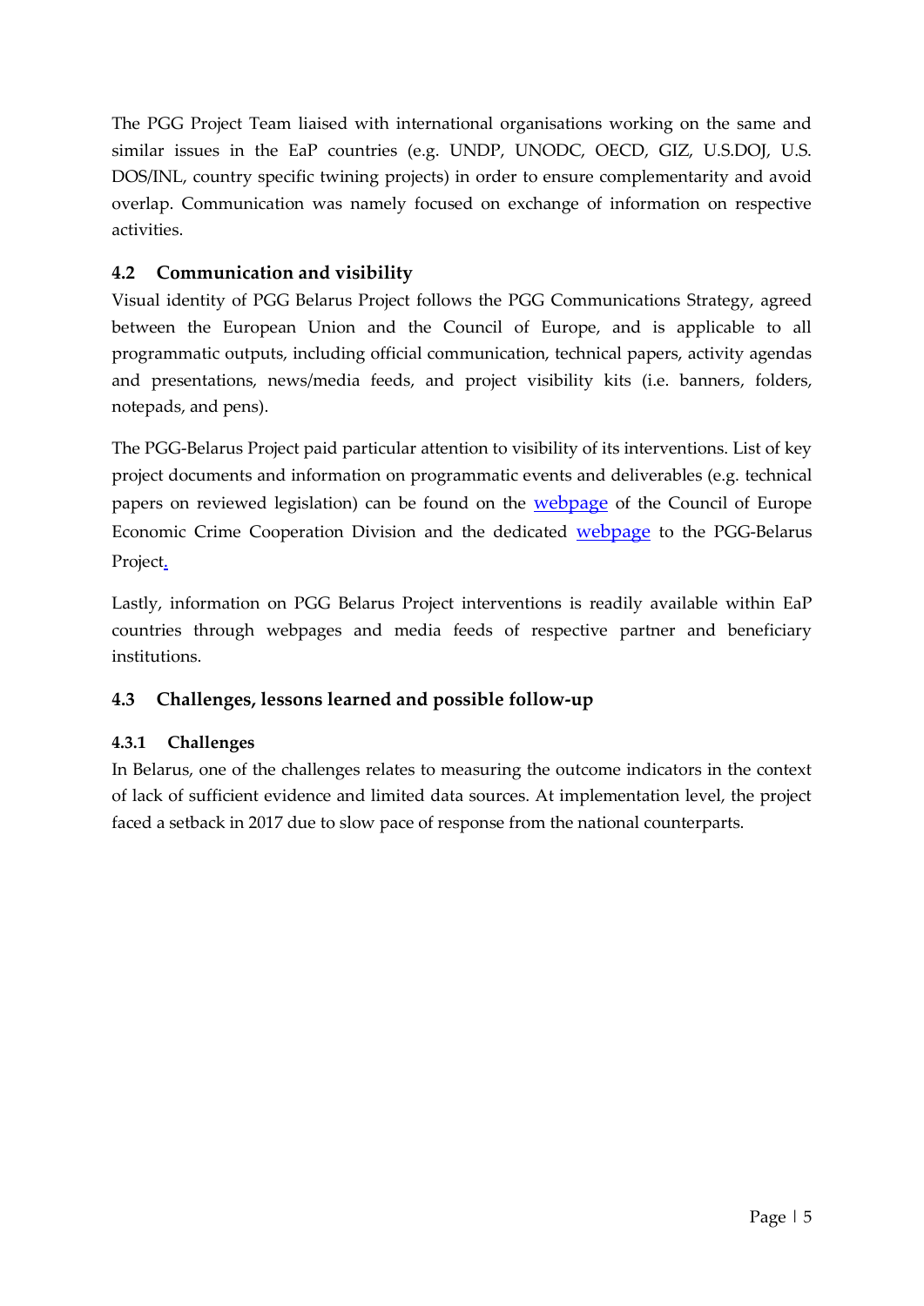The PGG Project Team liaised with international organisations working on the same and similar issues in the EaP countries (e.g. UNDP, UNODC, OECD, GIZ, U.S.DOJ, U.S. DOS/INL, country specific twining projects) in order to ensure complementarity and avoid overlap. Communication was namely focused on exchange of information on respective activities.

## 4.2 Communication and visibility

Visual identity of PGG Belarus Project follows the PGG Communications Strategy, agreed between the European Union and the Council of Europe, and is applicable to all programmatic outputs, including official communication, technical papers, activity agendas and presentations, news/media feeds, and project visibility kits (i.e. banners, folders, notepads, and pens).

The PGG-Belarus Project paid particular attention to visibility of its interventions. List of key project documents and information on programmatic events and deliverables (e.g. technical papers on reviewed legislation) can be found on the webpage of the Council of Europe Economic Crime Cooperation Division and the dedicated webpage to the PGG-Belarus Project.

Lastly, information on PGG Belarus Project interventions is readily available within EaP countries through webpages and media feeds of respective partner and beneficiary institutions.

## 4.3 Challenges, lessons learned and possible follow-up

### 4.3.1 Challenges

In Belarus, one of the challenges relates to measuring the outcome indicators in the context of lack of sufficient evidence and limited data sources. At implementation level, the project faced a setback in 2017 due to slow pace of response from the national counterparts.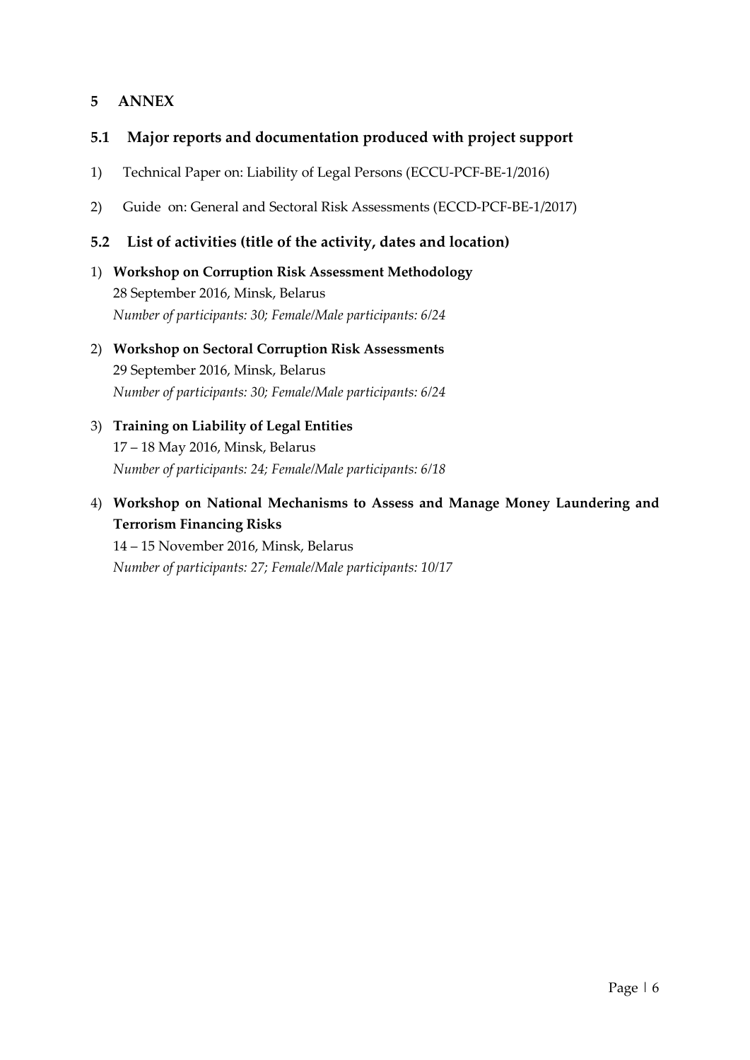# 5 ANNEX

## 5.1 Major reports and documentation produced with project support

1) Technical Paper on: Liability of Legal Persons (ECCU-PCF-BE-1/2016)
2) Guide on: General and Sectoral Risk Assessments (ECCD-PCF-BE-1/2017)

## 5.2 List of activities (title of the activity, dates and location)

1) **Workshop on Corruption Risk Assessment Methodology**
   28 September 2016, Minsk, Belarus
   *Number of participants: 30; Female/Male participants: 6/24*

2) **Workshop on Sectoral Corruption Risk Assessments**
   29 September 2016, Minsk, Belarus
   *Number of participants: 30; Female/Male participants: 6/24*

3) **Training on Liability of Legal Entities**
   17 – 18 May 2016, Minsk, Belarus
   *Number of participants: 24; Female/Male participants: 6/18*

4) **Workshop on National Mechanisms to Assess and Manage Money Laundering and Terrorism Financing Risks**
   14 – 15 November 2016, Minsk, Belarus
   *Number of participants: 27; Female/Male participants: 10/17*